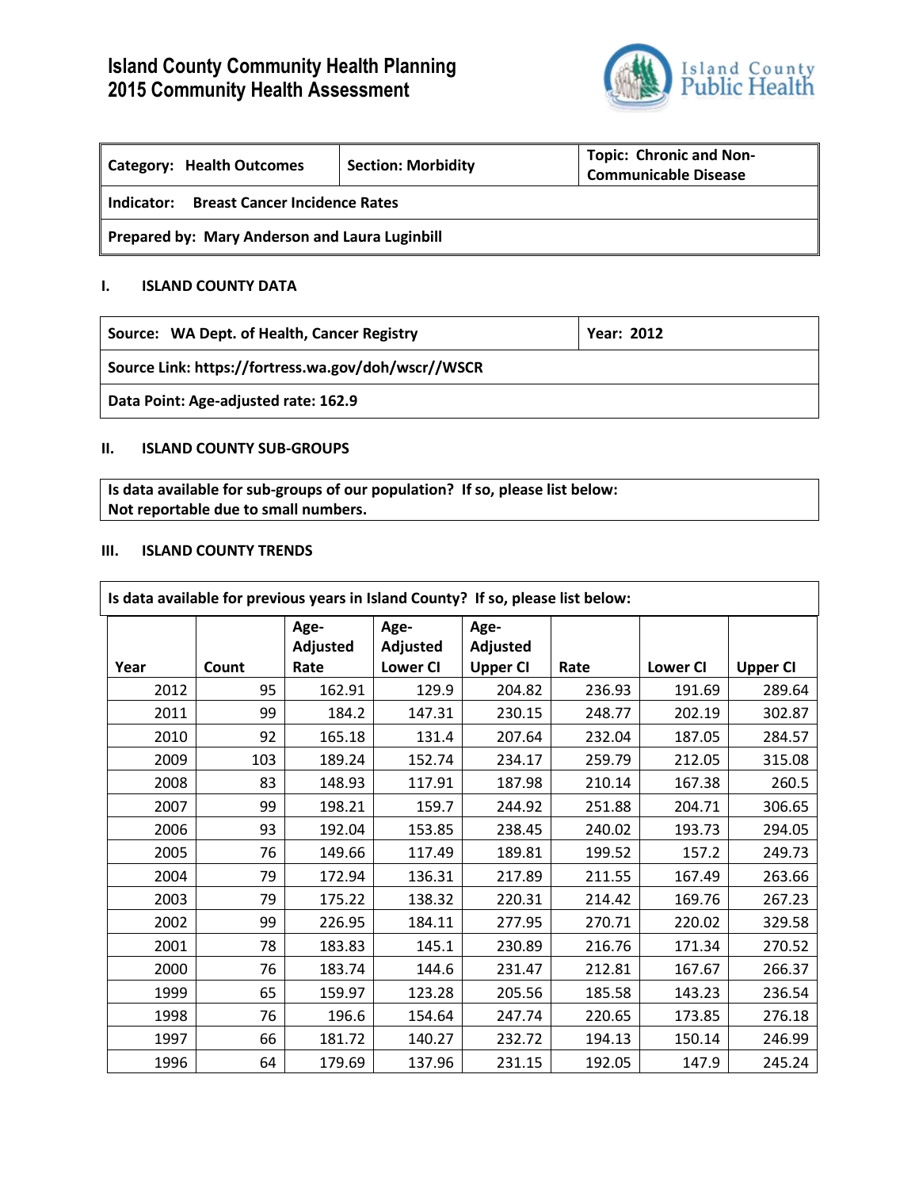# Island County Community Health Planning
# 2015 Community Health Assessment

| Category: Health Outcomes | Section: Morbidity | Topic: Chronic and Non-Communicable Disease |
|---|---|---|
| **Indicator:** Breast Cancer Incidence Rates | | |
| **Prepared by:** Mary Anderson and Laura Luginbill | | |

## I. ISLAND COUNTY DATA

| Source: WA Dept. of Health, Cancer Registry | Year: 2012 |
|---|---|
| **Source Link:** https://fortress.wa.gov/doh/wscr//WSCR | |
| **Data Point:** Age-adjusted rate: 162.9 | |

## II. ISLAND COUNTY SUB-GROUPS

**Is data available for sub-groups of our population? If so, please list below:**
**Not reportable due to small numbers.**

## III. ISLAND COUNTY TRENDS

**Is data available for previous years in Island County? If so, please list below:**

| Year | Count | Age-Adjusted Rate | Age-Adjusted Lower CI | Age-Adjusted Upper CI | Rate | Lower CI | Upper CI |
|---|---|---|---|---|---|---|---|
| 2012 | 95 | 162.91 | 129.9 | 204.82 | 236.93 | 191.69 | 289.64 |
| 2011 | 99 | 184.2 | 147.31 | 230.15 | 248.77 | 202.19 | 302.87 |
| 2010 | 92 | 165.18 | 131.4 | 207.64 | 232.04 | 187.05 | 284.57 |
| 2009 | 103 | 189.24 | 152.74 | 234.17 | 259.79 | 212.05 | 315.08 |
| 2008 | 83 | 148.93 | 117.91 | 187.98 | 210.14 | 167.38 | 260.5 |
| 2007 | 99 | 198.21 | 159.7 | 244.92 | 251.88 | 204.71 | 306.65 |
| 2006 | 93 | 192.04 | 153.85 | 238.45 | 240.02 | 193.73 | 294.05 |
| 2005 | 76 | 149.66 | 117.49 | 189.81 | 199.52 | 157.2 | 249.73 |
| 2004 | 79 | 172.94 | 136.31 | 217.89 | 211.55 | 167.49 | 263.66 |
| 2003 | 79 | 175.22 | 138.32 | 220.31 | 214.42 | 169.76 | 267.23 |
| 2002 | 99 | 226.95 | 184.11 | 277.95 | 270.71 | 220.02 | 329.58 |
| 2001 | 78 | 183.83 | 145.1 | 230.89 | 216.76 | 171.34 | 270.52 |
| 2000 | 76 | 183.74 | 144.6 | 231.47 | 212.81 | 167.67 | 266.37 |
| 1999 | 65 | 159.97 | 123.28 | 205.56 | 185.58 | 143.23 | 236.54 |
| 1998 | 76 | 196.6 | 154.64 | 247.74 | 220.65 | 173.85 | 276.18 |
| 1997 | 66 | 181.72 | 140.27 | 232.72 | 194.13 | 150.14 | 246.99 |
| 1996 | 64 | 179.69 | 137.96 | 231.15 | 192.05 | 147.9 | 245.24 |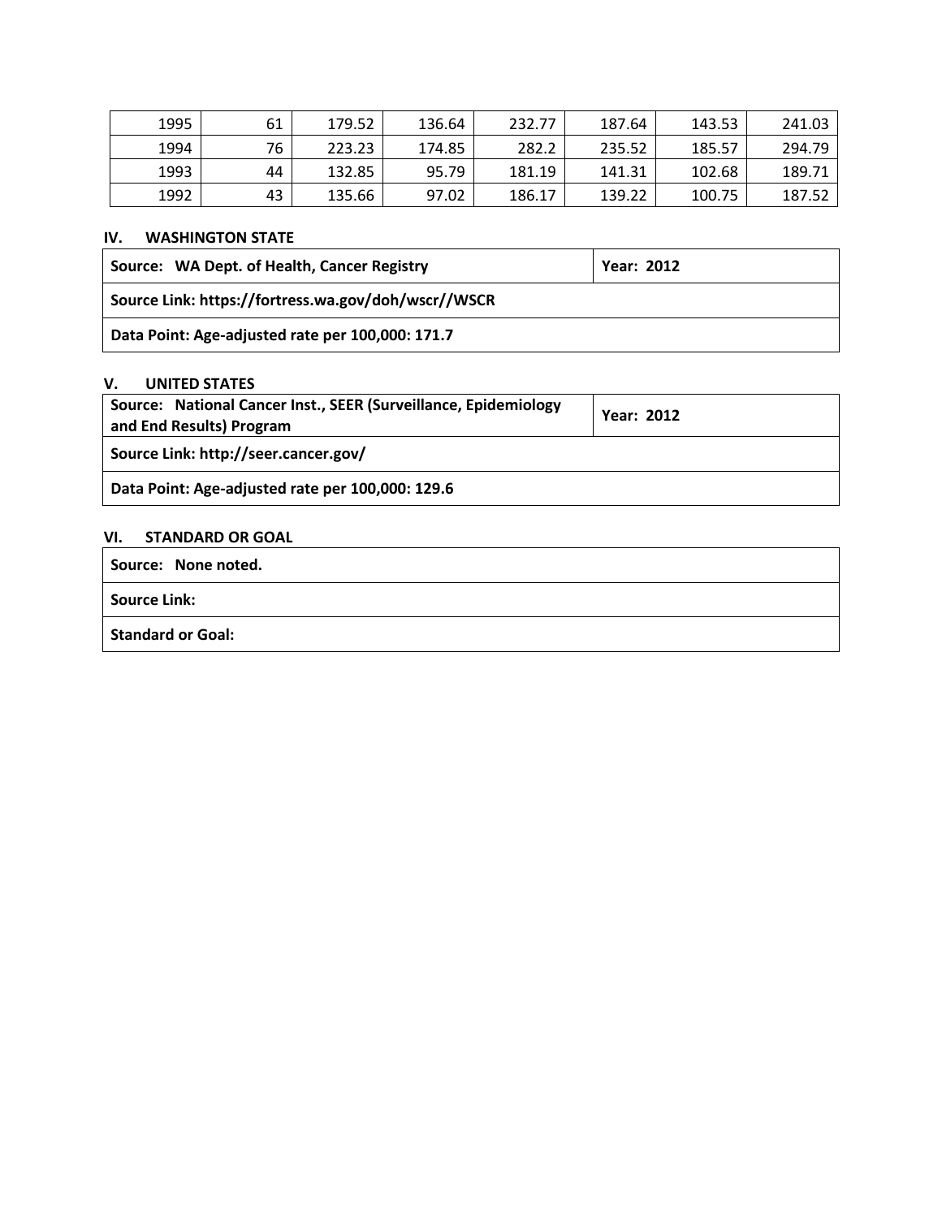| | | | | | | | |
|---|---|---|---|---|---|---|---|
| 1995 | 61 | 179.52 | 136.64 | 232.77 | 187.64 | 143.53 | 241.03 |
| 1994 | 76 | 223.23 | 174.85 | 282.2 | 235.52 | 185.57 | 294.79 |
| 1993 | 44 | 132.85 | 95.79 | 181.19 | 141.31 | 102.68 | 189.71 |
| 1992 | 43 | 135.66 | 97.02 | 186.17 | 139.22 | 100.75 | 187.52 |

## IV. WASHINGTON STATE

| | |
|---|---|
| **Source: WA Dept. of Health, Cancer Registry** | **Year: 2012** |
| **Source Link: https://fortress.wa.gov/doh/wscr//WSCR** | |
| **Data Point: Age-adjusted rate per 100,000: 171.7** | |

## V. UNITED STATES

| | |
|---|---|
| **Source: National Cancer Inst., SEER (Surveillance, Epidemiology and End Results) Program** | **Year: 2012** |
| **Source Link: http://seer.cancer.gov/** | |
| **Data Point: Age-adjusted rate per 100,000: 129.6** | |

## VI. STANDARD OR GOAL

| |
|---|
| **Source: None noted.** |
| **Source Link:** |
| **Standard or Goal:** |